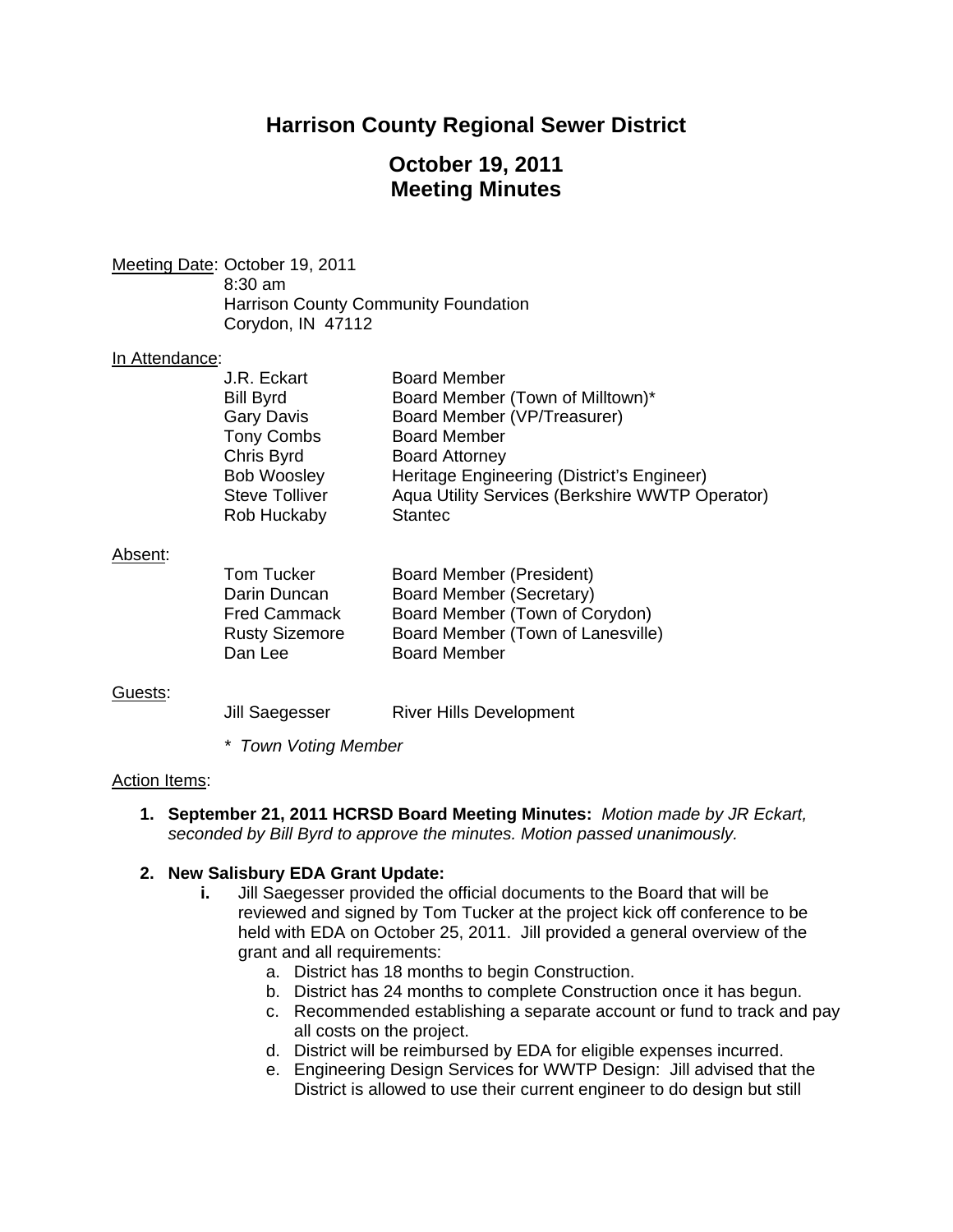# Harrison County Regional Sewer District

## October 19, 2011
## Meeting Minutes

Meeting Date: October 19, 2011
8:30 am
Harrison County Community Foundation
Corydon, IN 47112

In Attendance:

| | |
|---|---|
| J.R. Eckart | Board Member |
| Bill Byrd | Board Member (Town of Milltown)* |
| Gary Davis | Board Member (VP/Treasurer) |
| Tony Combs | Board Member |
| Chris Byrd | Board Attorney |
| Bob Woosley | Heritage Engineering (District's Engineer) |
| Steve Tolliver | Aqua Utility Services (Berkshire WWTP Operator) |
| Rob Huckaby | Stantec |

Absent:

| | |
|---|---|
| Tom Tucker | Board Member (President) |
| Darin Duncan | Board Member (Secretary) |
| Fred Cammack | Board Member (Town of Corydon) |
| Rusty Sizemore | Board Member (Town of Lanesville) |
| Dan Lee | Board Member |

Guests:

| | |
|---|---|
| Jill Saegesser | River Hills Development |

*\* Town Voting Member*

Action Items:

1. **September 21, 2011 HCRSD Board Meeting Minutes:** *Motion made by JR Eckart, seconded by Bill Byrd to approve the minutes. Motion passed unanimously.*

2. **New Salisbury EDA Grant Update:**
   i. Jill Saegesser provided the official documents to the Board that will be reviewed and signed by Tom Tucker at the project kick off conference to be held with EDA on October 25, 2011. Jill provided a general overview of the grant and all requirements:
      a. District has 18 months to begin Construction.
      b. District has 24 months to complete Construction once it has begun.
      c. Recommended establishing a separate account or fund to track and pay all costs on the project.
      d. District will be reimbursed by EDA for eligible expenses incurred.
      e. Engineering Design Services for WWTP Design: Jill advised that the District is allowed to use their current engineer to do design but still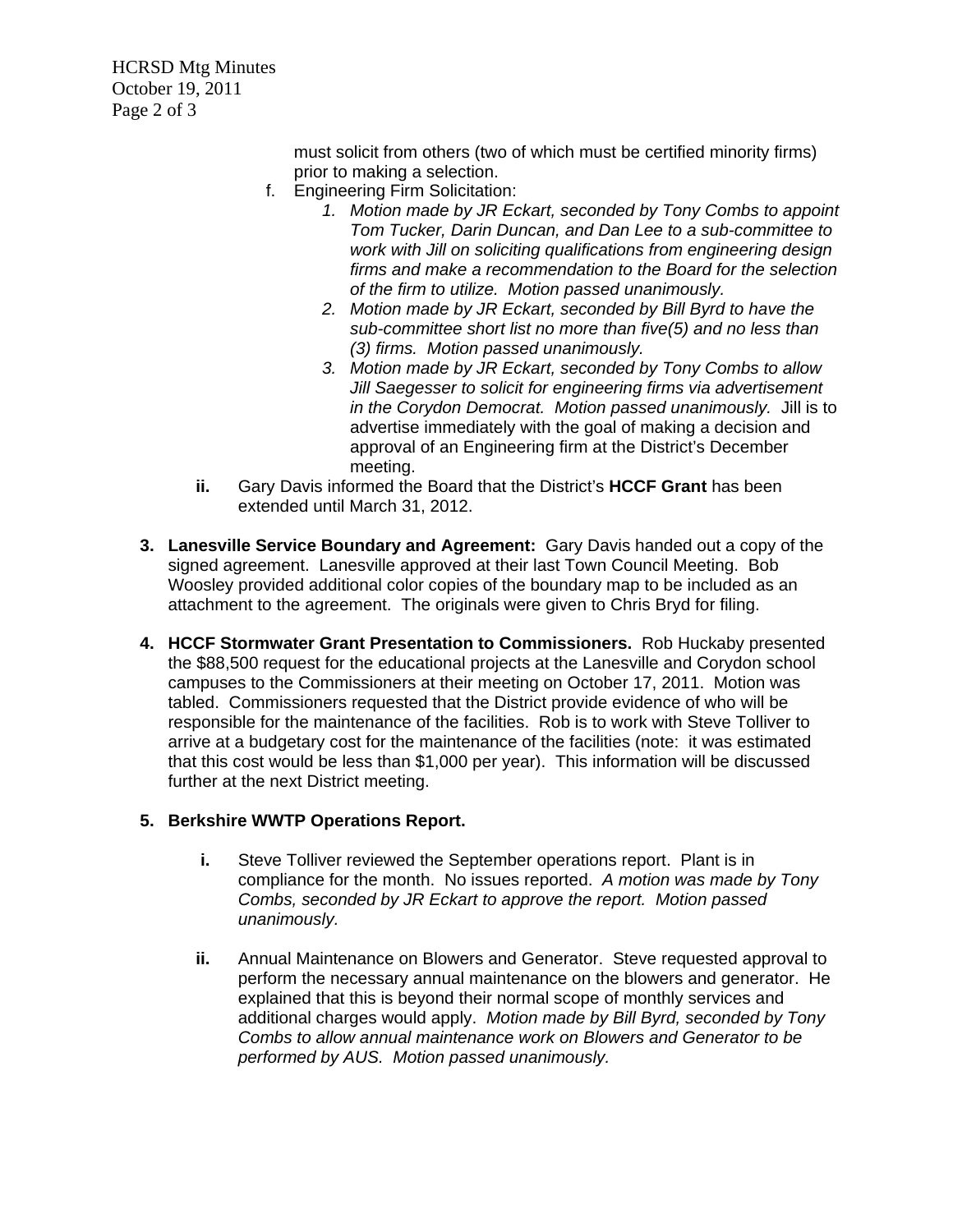must solicit from others (two of which must be certified minority firms) prior to making a selection.

f. Engineering Firm Solicitation:
   1. *Motion made by JR Eckart, seconded by Tony Combs to appoint Tom Tucker, Darin Duncan, and Dan Lee to a sub-committee to work with Jill on soliciting qualifications from engineering design firms and make a recommendation to the Board for the selection of the firm to utilize. Motion passed unanimously.*
   2. *Motion made by JR Eckart, seconded by Bill Byrd to have the sub-committee short list no more than five(5) and no less than (3) firms. Motion passed unanimously.*
   3. *Motion made by JR Eckart, seconded by Tony Combs to allow Jill Saegesser to solicit for engineering firms via advertisement in the Corydon Democrat. Motion passed unanimously.* Jill is to advertise immediately with the goal of making a decision and approval of an Engineering firm at the District's December meeting.

**ii.** Gary Davis informed the Board that the District's **HCCF Grant** has been extended until March 31, 2012.

**3. Lanesville Service Boundary and Agreement:** Gary Davis handed out a copy of the signed agreement. Lanesville approved at their last Town Council Meeting. Bob Woosley provided additional color copies of the boundary map to be included as an attachment to the agreement. The originals were given to Chris Bryd for filing.

**4. HCCF Stormwater Grant Presentation to Commissioners.** Rob Huckaby presented the $88,500 request for the educational projects at the Lanesville and Corydon school campuses to the Commissioners at their meeting on October 17, 2011. Motion was tabled. Commissioners requested that the District provide evidence of who will be responsible for the maintenance of the facilities. Rob is to work with Steve Tolliver to arrive at a budgetary cost for the maintenance of the facilities (note: it was estimated that this cost would be less than $1,000 per year). This information will be discussed further at the next District meeting.

**5. Berkshire WWTP Operations Report.**

**i.** Steve Tolliver reviewed the September operations report. Plant is in compliance for the month. No issues reported. *A motion was made by Tony Combs, seconded by JR Eckart to approve the report. Motion passed unanimously.*

**ii.** Annual Maintenance on Blowers and Generator. Steve requested approval to perform the necessary annual maintenance on the blowers and generator. He explained that this is beyond their normal scope of monthly services and additional charges would apply. *Motion made by Bill Byrd, seconded by Tony Combs to allow annual maintenance work on Blowers and Generator to be performed by AUS. Motion passed unanimously.*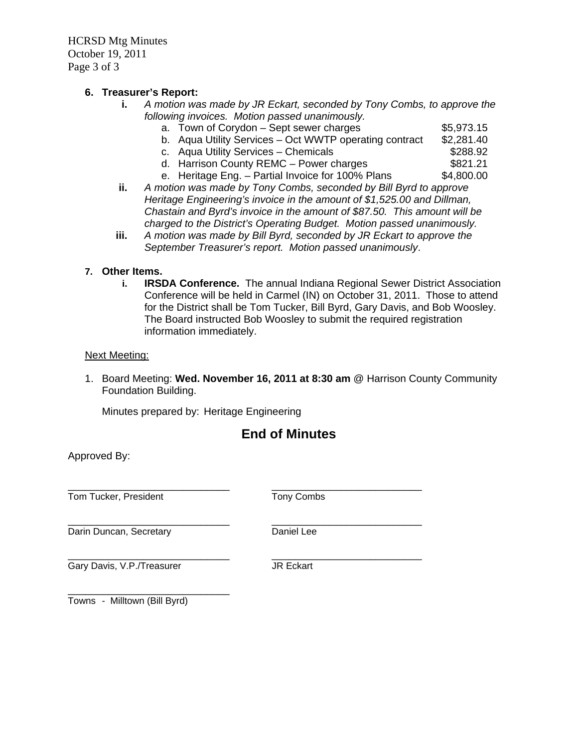6. **Treasurer's Report:**
   - **i.** *A motion was made by JR Eckart, seconded by Tony Combs, to approve the following invoices. Motion passed unanimously.*

     | | | |
     |---|---|---|
     | a. | Town of Corydon – Sept sewer charges | $5,973.15 |
     | b. | Aqua Utility Services – Oct WWTP operating contract | $2,281.40 |
     | c. | Aqua Utility Services – Chemicals | $288.92 |
     | d. | Harrison County REMC – Power charges | $821.21 |
     | e. | Heritage Eng. – Partial Invoice for 100% Plans | $4,800.00 |

   - **ii.** *A motion was made by Tony Combs, seconded by Bill Byrd to approve Heritage Engineering's invoice in the amount of $1,525.00 and Dillman, Chastain and Byrd's invoice in the amount of $87.50. This amount will be charged to the District's Operating Budget. Motion passed unanimously.*
   - **iii.** *A motion was made by Bill Byrd, seconded by JR Eckart to approve the September Treasurer's report. Motion passed unanimously*.

7. **Other Items.**
   - **i. IRSDA Conference.** The annual Indiana Regional Sewer District Association Conference will be held in Carmel (IN) on October 31, 2011. Those to attend for the District shall be Tom Tucker, Bill Byrd, Gary Davis, and Bob Woosley. The Board instructed Bob Woosley to submit the required registration information immediately.

<u>Next Meeting:</u>

1. Board Meeting: **Wed. November 16, 2011 at 8:30 am** @ Harrison County Community Foundation Building.

   Minutes prepared by: Heritage Engineering

## End of Minutes

Approved By:

| | |
|---|---|
| ______________________________ | ______________________________ |
| Tom Tucker, President | Tony Combs |
| ______________________________ | ______________________________ |
| Darin Duncan, Secretary | Daniel Lee |
| ______________________________ | ______________________________ |
| Gary Davis, V.P./Treasurer | JR Eckart |
| ______________________________ | |
| Towns - Milltown (Bill Byrd) | |